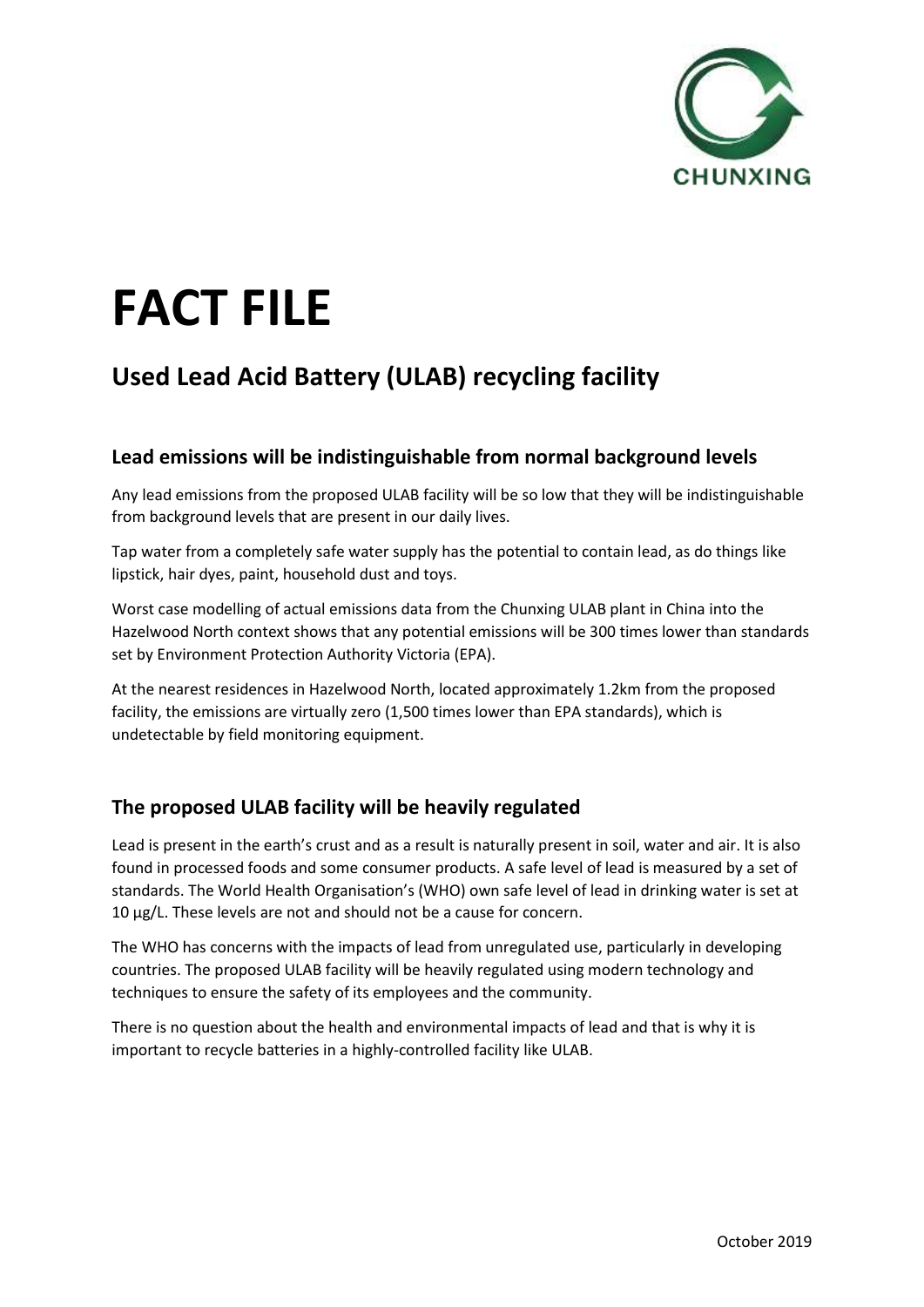CHUNXING

# FACT FILE

## Used Lead Acid Battery (ULAB) recycling facility

### Lead emissions will be indistinguishable from normal background levels

Any lead emissions from the proposed ULAB facility will be so low that they will be indistinguishable from background levels that are present in our daily lives.

Tap water from a completely safe water supply has the potential to contain lead, as do things like lipstick, hair dyes, paint, household dust and toys.

Worst case modelling of actual emissions data from the Chunxing ULAB plant in China into the Hazelwood North context shows that any potential emissions will be 300 times lower than standards set by Environment Protection Authority Victoria (EPA).

At the nearest residences in Hazelwood North, located approximately 1.2km from the proposed facility, the emissions are virtually zero (1,500 times lower than EPA standards), which is undetectable by field monitoring equipment.

### The proposed ULAB facility will be heavily regulated

Lead is present in the earth's crust and as a result is naturally present in soil, water and air. It is also found in processed foods and some consumer products. A safe level of lead is measured by a set of standards. The World Health Organisation's (WHO) own safe level of lead in drinking water is set at 10 µg/L. These levels are not and should not be a cause for concern.

The WHO has concerns with the impacts of lead from unregulated use, particularly in developing countries. The proposed ULAB facility will be heavily regulated using modern technology and techniques to ensure the safety of its employees and the community.

There is no question about the health and environmental impacts of lead and that is why it is important to recycle batteries in a highly-controlled facility like ULAB.

October 2019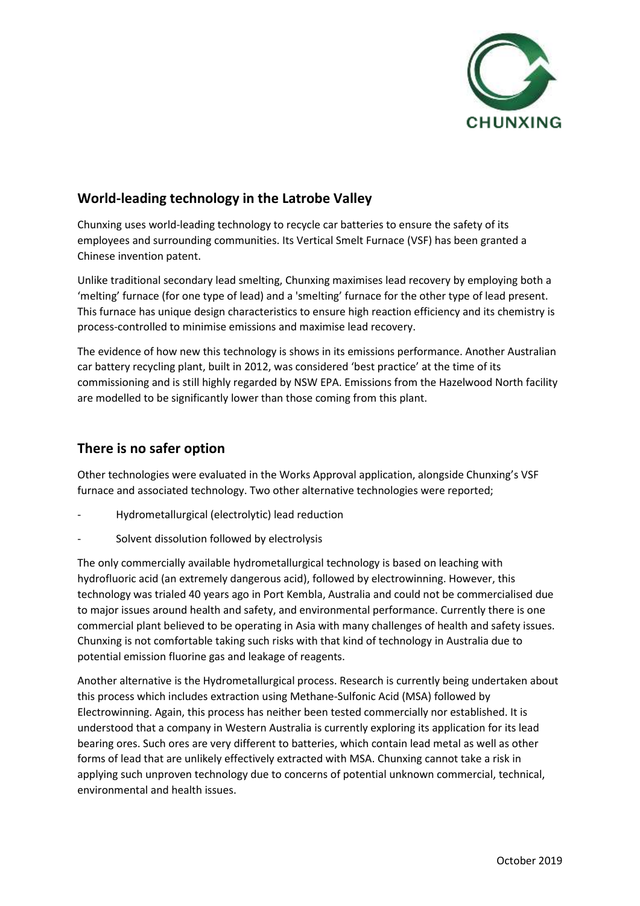## World-leading technology in the Latrobe Valley

Chunxing uses world-leading technology to recycle car batteries to ensure the safety of its employees and surrounding communities. Its Vertical Smelt Furnace (VSF) has been granted a Chinese invention patent.

Unlike traditional secondary lead smelting, Chunxing maximises lead recovery by employing both a 'melting' furnace (for one type of lead) and a 'smelting' furnace for the other type of lead present. This furnace has unique design characteristics to ensure high reaction efficiency and its chemistry is process-controlled to minimise emissions and maximise lead recovery.

The evidence of how new this technology is shows in its emissions performance. Another Australian car battery recycling plant, built in 2012, was considered 'best practice' at the time of its commissioning and is still highly regarded by NSW EPA. Emissions from the Hazelwood North facility are modelled to be significantly lower than those coming from this plant.

## There is no safer option

Other technologies were evaluated in the Works Approval application, alongside Chunxing's VSF furnace and associated technology. Two other alternative technologies were reported;

- Hydrometallurgical (electrolytic) lead reduction
- Solvent dissolution followed by electrolysis

The only commercially available hydrometallurgical technology is based on leaching with hydrofluoric acid (an extremely dangerous acid), followed by electrowinning. However, this technology was trialed 40 years ago in Port Kembla, Australia and could not be commercialised due to major issues around health and safety, and environmental performance. Currently there is one commercial plant believed to be operating in Asia with many challenges of health and safety issues. Chunxing is not comfortable taking such risks with that kind of technology in Australia due to potential emission fluorine gas and leakage of reagents.

Another alternative is the Hydrometallurgical process. Research is currently being undertaken about this process which includes extraction using Methane-Sulfonic Acid (MSA) followed by Electrowinning. Again, this process has neither been tested commercially nor established. It is understood that a company in Western Australia is currently exploring its application for its lead bearing ores. Such ores are very different to batteries, which contain lead metal as well as other forms of lead that are unlikely effectively extracted with MSA. Chunxing cannot take a risk in applying such unproven technology due to concerns of potential unknown commercial, technical, environmental and health issues.

October 2019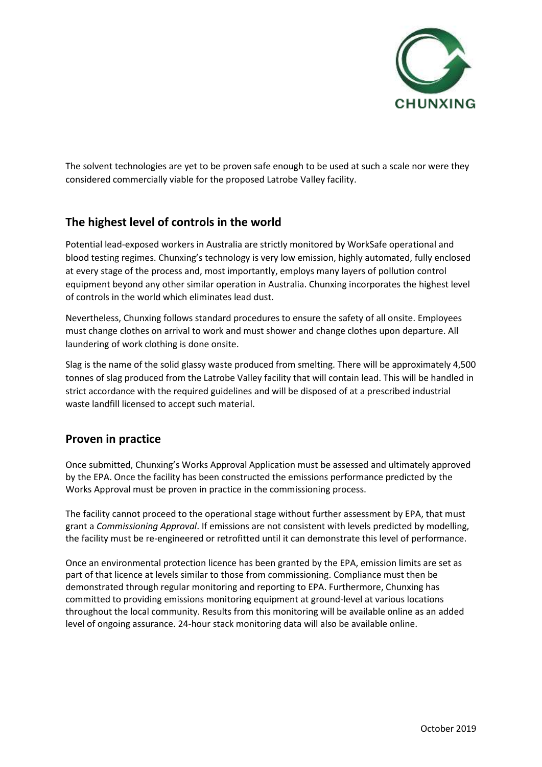The solvent technologies are yet to be proven safe enough to be used at such a scale nor were they considered commercially viable for the proposed Latrobe Valley facility.

## The highest level of controls in the world

Potential lead-exposed workers in Australia are strictly monitored by WorkSafe operational and blood testing regimes. Chunxing's technology is very low emission, highly automated, fully enclosed at every stage of the process and, most importantly, employs many layers of pollution control equipment beyond any other similar operation in Australia. Chunxing incorporates the highest level of controls in the world which eliminates lead dust.

Nevertheless, Chunxing follows standard procedures to ensure the safety of all onsite. Employees must change clothes on arrival to work and must shower and change clothes upon departure. All laundering of work clothing is done onsite.

Slag is the name of the solid glassy waste produced from smelting. There will be approximately 4,500 tonnes of slag produced from the Latrobe Valley facility that will contain lead. This will be handled in strict accordance with the required guidelines and will be disposed of at a prescribed industrial waste landfill licensed to accept such material.

## Proven in practice

Once submitted, Chunxing's Works Approval Application must be assessed and ultimately approved by the EPA. Once the facility has been constructed the emissions performance predicted by the Works Approval must be proven in practice in the commissioning process.

The facility cannot proceed to the operational stage without further assessment by EPA, that must grant a *Commissioning Approval*. If emissions are not consistent with levels predicted by modelling, the facility must be re-engineered or retrofitted until it can demonstrate this level of performance.

Once an environmental protection licence has been granted by the EPA, emission limits are set as part of that licence at levels similar to those from commissioning. Compliance must then be demonstrated through regular monitoring and reporting to EPA. Furthermore, Chunxing has committed to providing emissions monitoring equipment at ground-level at various locations throughout the local community. Results from this monitoring will be available online as an added level of ongoing assurance. 24-hour stack monitoring data will also be available online.

October 2019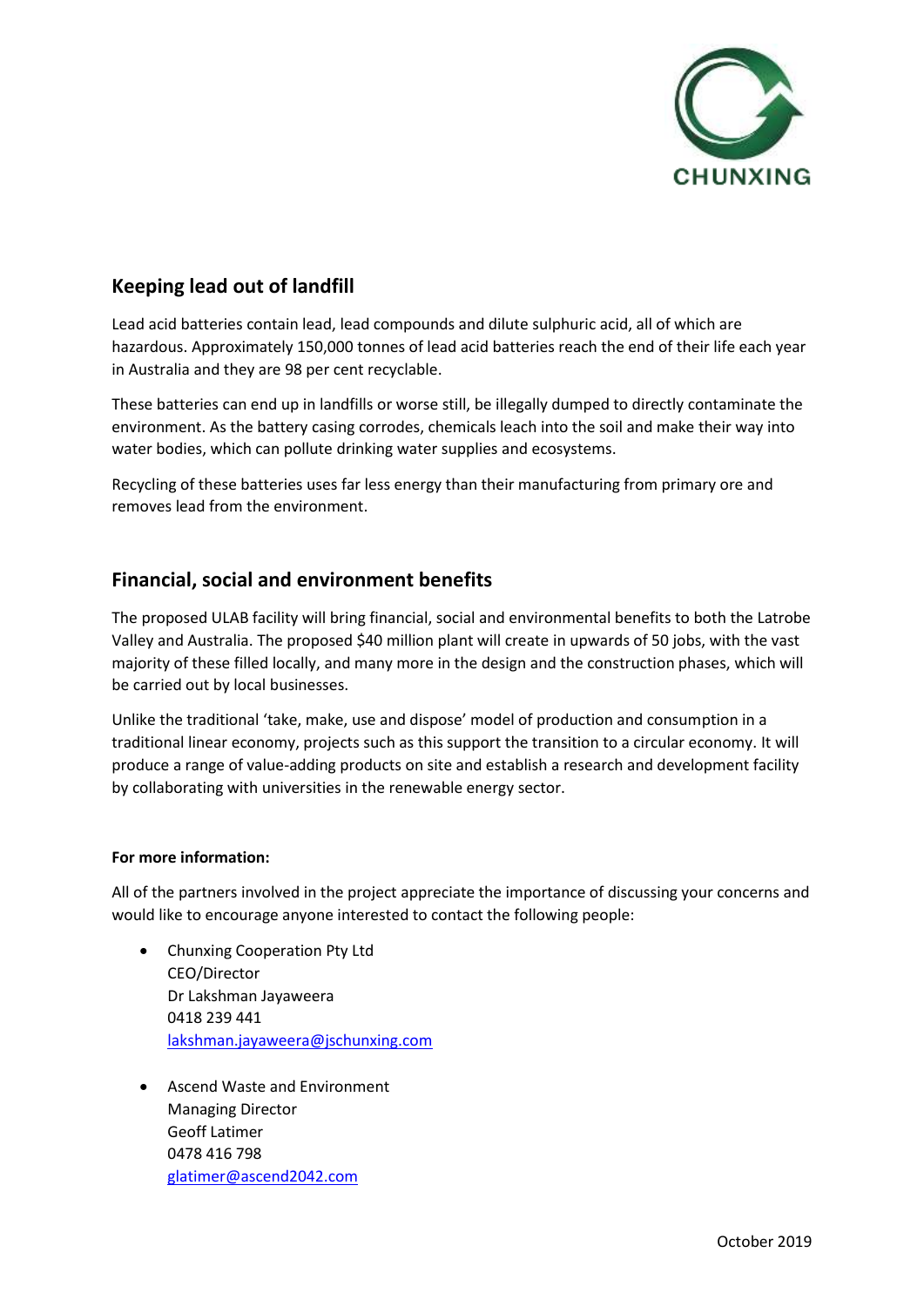CHUNXING

## Keeping lead out of landfill

Lead acid batteries contain lead, lead compounds and dilute sulphuric acid, all of which are hazardous. Approximately 150,000 tonnes of lead acid batteries reach the end of their life each year in Australia and they are 98 per cent recyclable.

These batteries can end up in landfills or worse still, be illegally dumped to directly contaminate the environment. As the battery casing corrodes, chemicals leach into the soil and make their way into water bodies, which can pollute drinking water supplies and ecosystems.

Recycling of these batteries uses far less energy than their manufacturing from primary ore and removes lead from the environment.

## Financial, social and environment benefits

The proposed ULAB facility will bring financial, social and environmental benefits to both the Latrobe Valley and Australia. The proposed $40 million plant will create in upwards of 50 jobs, with the vast majority of these filled locally, and many more in the design and the construction phases, which will be carried out by local businesses.

Unlike the traditional 'take, make, use and dispose' model of production and consumption in a traditional linear economy, projects such as this support the transition to a circular economy. It will produce a range of value-adding products on site and establish a research and development facility by collaborating with universities in the renewable energy sector.

**For more information:**

All of the partners involved in the project appreciate the importance of discussing your concerns and would like to encourage anyone interested to contact the following people:

- Chunxing Cooperation Pty Ltd
  CEO/Director
  Dr Lakshman Jayaweera
  0418 239 441
  lakshman.jayaweera@jschunxing.com

- Ascend Waste and Environment
  Managing Director
  Geoff Latimer
  0478 416 798
  glatimer@ascend2042.com

October 2019